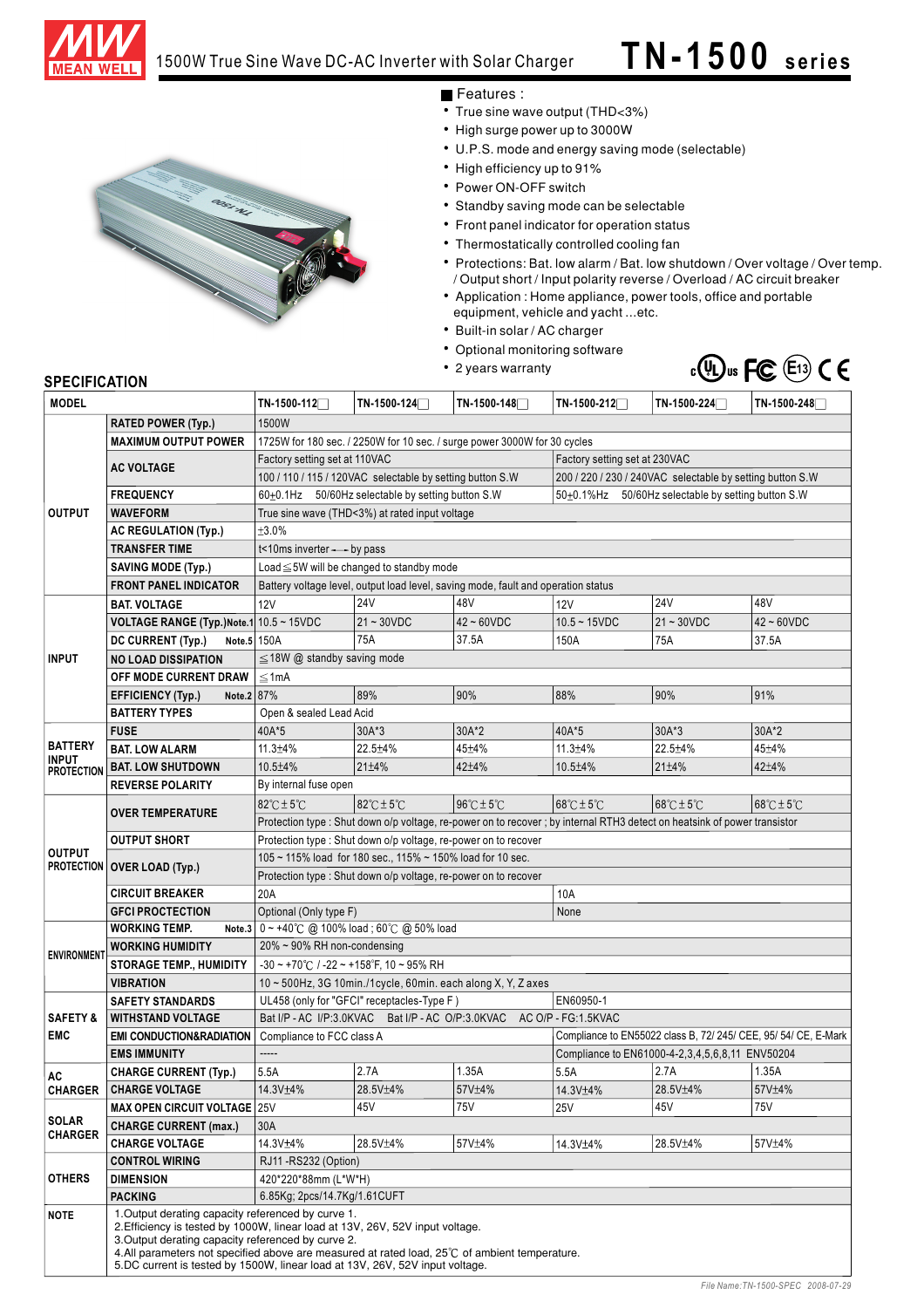# 1500W True Sine Wave DC-AC Inverter with Solar Charger

# TN-1500 series

## Features :

- True sine wave output (THD<3%)
- High surge power up to 3000W
- U.P.S. mode and energy saving mode (selectable)
- High efficiency up to 91%
- Power ON-OFF switch
- Standby saving mode can be selectable
- Front panel indicator for operation status
- Thermostatically controlled cooling fan
- Protections: Bat. low alarm / Bat. low shutdown / Over voltage / Over temp. / Output short / Input polarity reverse / Overload / AC circuit breaker
- Application : Home appliance, power tools, office and portable equipment, vehicle and yacht ...etc.
- Built-in solar / AC charger
- Optional monitoring software
- 2 years warranty

## SPECIFICATION

| MODEL | | TN-1500-112□ | TN-1500-124□ | TN-1500-148□ | TN-1500-212□ | TN-1500-224□ | TN-1500-248□ |
|---|---|---|---|---|---|---|---|
| OUTPUT | RATED POWER (Typ.) | 1500W | | | | | |
| | MAXIMUM OUTPUT POWER | 1725W for 180 sec. / 2250W for 10 sec. / surge power 3000W for 30 cycles | | | | | |
| | AC VOLTAGE | Factory setting set at 110VAC | | | Factory setting set at 230VAC | | |
| | | 100 / 110 / 115 / 120VAC selectable by setting button S.W | | | 200 / 220 / 230 / 240VAC selectable by setting button S.W | | |
| | FREQUENCY | 60±0.1Hz 50/60Hz selectable by setting button S.W | | | 50±0.1%Hz 50/60Hz selectable by setting button S.W | | |
| | WAVEFORM | True sine wave (THD<3%) at rated input voltage | | | | | |
| | AC REGULATION (Typ.) | ±3.0% | | | | | |
| | TRANSFER TIME | t<10ms inverter ←→ by pass | | | | | |
| | SAVING MODE (Typ.) | Load≦5W will be changed to standby mode | | | | | |
| | FRONT PANEL INDICATOR | Battery voltage level, output load level, saving mode, fault and operation status | | | | | |
| INPUT | BAT. VOLTAGE | 12V | 24V | 48V | 12V | 24V | 48V |
| | VOLTAGE RANGE (Typ.)Note.1 | 10.5 ~ 15VDC | 21 ~ 30VDC | 42 ~ 60VDC | 10.5 ~ 15VDC | 21 ~ 30VDC | 42 ~ 60VDC |
| | DC CURRENT (Typ.) Note.5 | 150A | 75A | 37.5A | 150A | 75A | 37.5A |
| | NO LOAD DISSIPATION | ≦18W @ standby saving mode | | | | | |
| | OFF MODE CURRENT DRAW | ≦1mA | | | | | |
| | EFFICIENCY (Typ.) Note.2 | 87% | 89% | 90% | 88% | 90% | 91% |
| | BATTERY TYPES | Open & sealed Lead Acid | | | | | |
| BATTERY INPUT PROTECTION | FUSE | 40A*5 | 30A*3 | 30A*2 | 40A*5 | 30A*3 | 30A*2 |
| | BAT. LOW ALARM | 11.3±4% | 22.5±4% | 45±4% | 11.3±4% | 22.5±4% | 45±4% |
| | BAT. LOW SHUTDOWN | 10.5±4% | 21±4% | 42±4% | 10.5±4% | 21±4% | 42±4% |
| | REVERSE POLARITY | By internal fuse open | | | | | |
| OUTPUT PROTECTION | OVER TEMPERATURE | 82℃±5℃ | 82℃±5℃ | 96℃±5℃ | 68℃±5℃ | 68℃±5℃ | 68℃±5℃ |
| | | Protection type : Shut down o/p voltage, re-power on to recover ; by internal RTH3 detect on heatsink of power transistor | | | | | |
| | OUTPUT SHORT | Protection type : Shut down o/p voltage, re-power on to recover | | | | | |
| | OVER LOAD (Typ.) | 105 ~ 115% load for 180 sec., 115% ~ 150% load for 10 sec. | | | | | |
| | | Protection type : Shut down o/p voltage, re-power on to recover | | | | | |
| | CIRCUIT BREAKER | 20A | | | 10A | | |
| | GFCI PROCTECTION | Optional (Only type F) | | | None | | |
| ENVIRONMENT | WORKING TEMP. Note.3 | 0 ~ +40℃ @ 100% load ; 60℃ @ 50% load | | | | | |
| | WORKING HUMIDITY | 20% ~ 90% RH non-condensing | | | | | |
| | STORAGE TEMP., HUMIDITY | -30 ~ +70℃ / -22 ~ +158°F, 10 ~ 95% RH | | | | | |
| | VIBRATION | 10 ~ 500Hz, 3G 10min./1cycle, 60min. each along X, Y, Z axes | | | | | |
| SAFETY & EMC | SAFETY STANDARDS | UL458 (only for "GFCI" receptacles-Type F ) | | | EN60950-1 | | |
| | WITHSTAND VOLTAGE | Bat I/P - AC I/P:3.0KVAC Bat I/P - AC O/P:3.0KVAC AC O/P - FG:1.5KVAC | | | | | |
| | EMI CONDUCTION&RADIATION | Compliance to FCC class A | | | Compliance to EN55022 class B, 72/ 245/ CEE, 95/ 54/ CE, E-Mark | | |
| | EMS IMMUNITY | ----- | | | Compliance to EN61000-4-2,3,4,5,6,8,11 ENV50204 | | |
| AC CHARGER | CHARGE CURRENT (Typ.) | 5.5A | 2.7A | 1.35A | 5.5A | 2.7A | 1.35A |
| | CHARGE VOLTAGE | 14.3V±4% | 28.5V±4% | 57V±4% | 14.3V±4% | 28.5V±4% | 57V±4% |
| SOLAR CHARGER | MAX OPEN CIRCUIT VOLTAGE | 25V | 45V | 75V | 25V | 45V | 75V |
| | CHARGE CURRENT (max.) | 30A | | | | | |
| | CHARGE VOLTAGE | 14.3V±4% | 28.5V±4% | 57V±4% | 14.3V±4% | 28.5V±4% | 57V±4% |
| OTHERS | CONTROL WIRING | RJ11 -RS232 (Option) | | | | | |
| | DIMENSION | 420*220*88mm (L*W*H) | | | | | |
| | PACKING | 6.85Kg; 2pcs/14.7Kg/1.61CUFT | | | | | |
| NOTE | 1.Output derating capacity referenced by curve 1.<br>2.Efficiency is tested by 1000W, linear load at 13V, 26V, 52V input voltage.<br>3.Output derating capacity referenced by curve 2.<br>4.All parameters not specified above are measured at rated load, 25℃ of ambient temperature.<br>5.DC current is tested by 1500W, linear load at 13V, 26V, 52V input voltage. | | | | | | |

File Name:TN-1500-SPEC 2008-07-29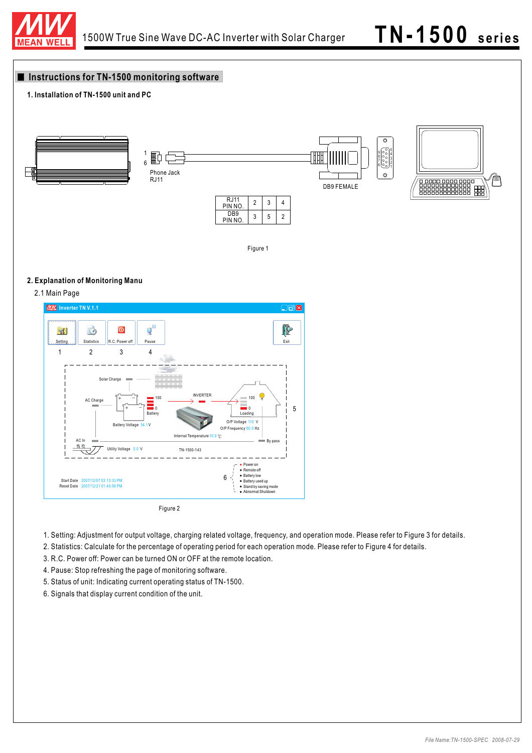## Instructions for TN-1500 monitoring software

### 1. Installation of TN-1500 unit and PC

| RJ11 PIN NO. | 2 | 3 | 4 |
|---|---|---|---|
| DB9 PIN NO. | 3 | 5 | 2 |

Figure 1

### 2. Explanation of Monitoring Manu

#### 2.1 Main Page

Figure 2

1. Setting: Adjustment for output voltage, charging related voltage, frequency, and operation mode. Please refer to Figure 3 for details.
2. Statistics: Calculate for the percentage of operating period for each operation mode. Please refer to Figure 4 for details.
3. R.C. Power off: Power can be turned ON or OFF at the remote location.
4. Pause: Stop refreshing the page of monitoring software.
5. Status of unit: Indicating current operating status of TN-1500.
6. Signals that display current condition of the unit.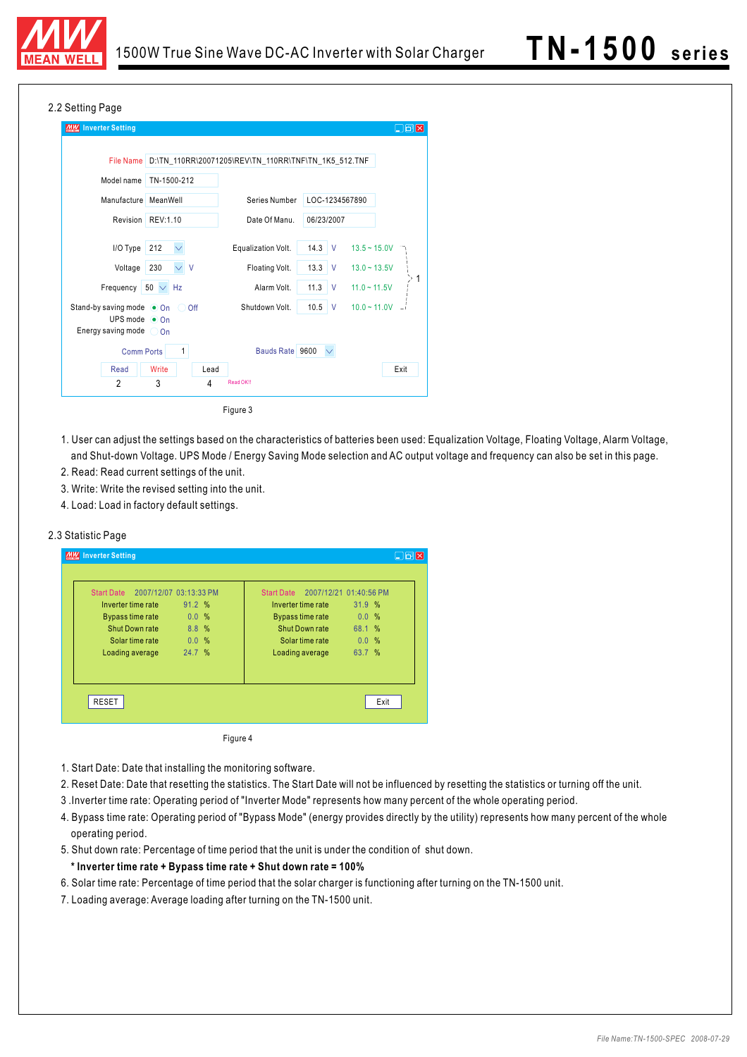## 2.2 Setting Page

Inverter Setting

| | | | |
|---|---|---|---|
| File Name | D:\TN_110RR\20071205\REV\TN_110RR\TNF\TN_1K5_512.TNF | | |
| Model name | TN-1500-212 | | |
| Manufacture | MeanWell | Series Number | LOC-1234567890 |
| Revision | REV:1.10 | Date Of Manu. | 06/23/2007 |

| | | | | |
|---|---|---|---|---|
| I/O Type | 212 | Equalization Volt. | 14.3 V | 13.5 ~ 15.0V |
| Voltage | 230 V | Floating Volt. | 13.3 V | 13.0 ~ 13.5V |
| Frequency | 50 Hz | Alarm Volt. | 11.3 V | 11.0 ~ 11.5V |
| Stand-by saving mode | On / Off | Shutdown Volt. | 10.5 V | 10.0 ~ 11.0V |
| UPS mode | On | | | |
| Energy saving mode | On | | | |

(1: Equalization/Floating/Alarm/Shutdown Volt.)

Comm Ports 1 — Bauds Rate 9600

Read (2) — Write (3) — Load (4) — Read OK!! — Exit

Figure 3

1. User can adjust the settings based on the characteristics of batteries been used: Equalization Voltage, Floating Voltage, Alarm Voltage, and Shut-down Voltage. UPS Mode / Energy Saving Mode selection and AC output voltage and frequency can also be set in this page.
2. Read: Read current settings of the unit.
3. Write: Write the revised setting into the unit.
4. Load: Load in factory default settings.

## 2.3 Statistic Page

Inverter Setting

| | | | |
|---|---|---|---|
| Start Date | 2007/12/07 03:13:33 PM | Start Date | 2007/12/21 01:40:56 PM |
| Inverter time rate | 91.2 % | Inverter time rate | 31.9 % |
| Bypass time rate | 0.0 % | Bypass time rate | 0.0 % |
| Shut Down rate | 8.8 % | Shut Down rate | 68.1 % |
| Solar time rate | 0.0 % | Solar time rate | 0.0 % |
| Loading average | 24.7 % | Loading average | 63.7 % |

RESET — Exit

Figure 4

1. Start Date: Date that installing the monitoring software.
2. Reset Date: Date that resetting the statistics. The Start Date will not be influenced by resetting the statistics or turning off the unit.
3. Inverter time rate: Operating period of "Inverter Mode" represents how many percent of the whole operating period.
4. Bypass time rate: Operating period of "Bypass Mode" (energy provides directly by the utility) represents how many percent of the whole operating period.
5. Shut down rate: Percentage of time period that the unit is under the condition of shut down.

   **\* Inverter time rate + Bypass time rate + Shut down rate = 100%**
6. Solar time rate: Percentage of time period that the solar charger is functioning after turning on the TN-1500 unit.
7. Loading average: Average loading after turning on the TN-1500 unit.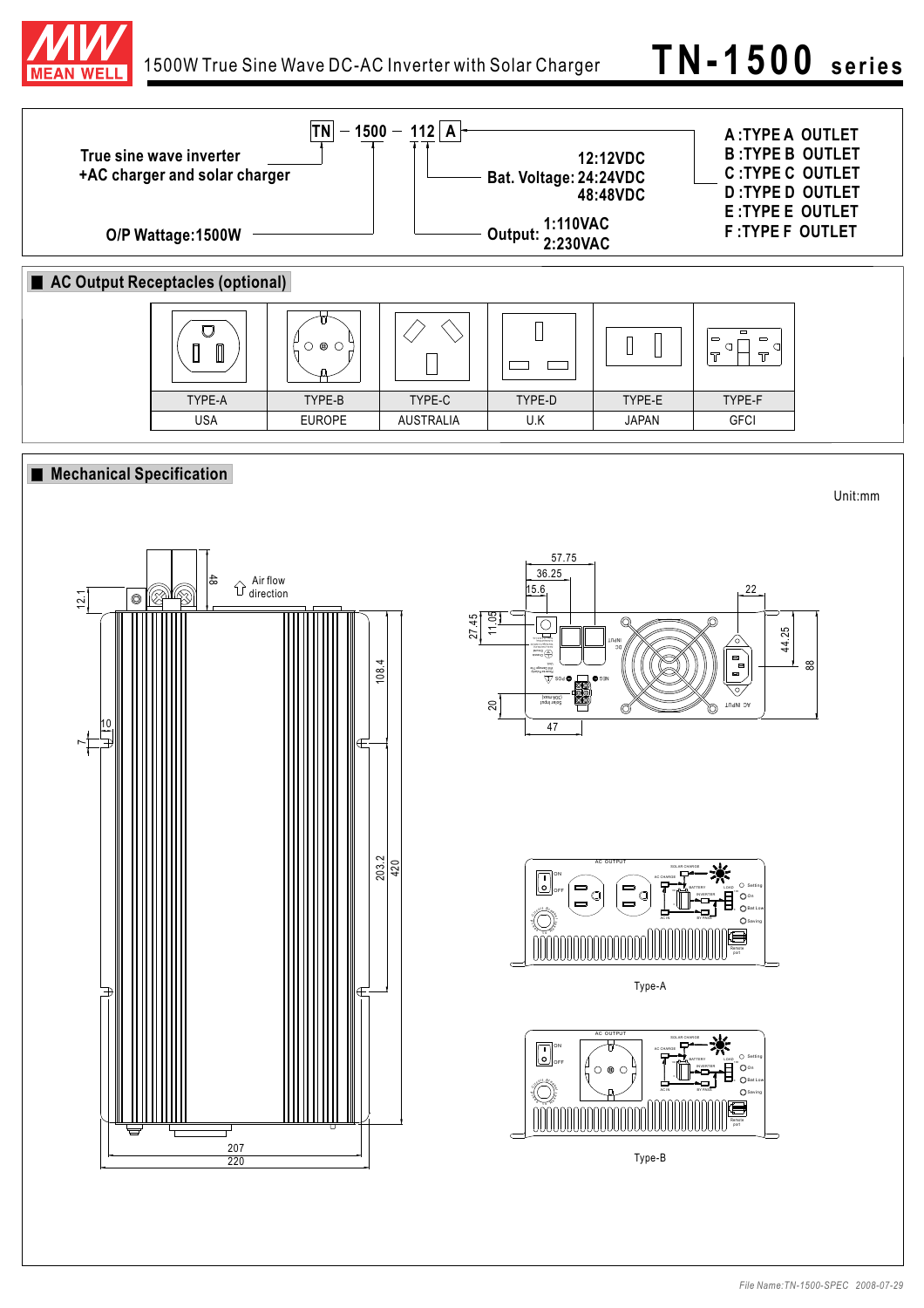# TN-1500 series

1500W True Sine Wave DC-AC Inverter with Solar Charger

TN — 1500 — 112 A

- True sine wave inverter +AC charger and solar charger
- O/P Wattage:1500W
- Bat. Voltage: 12:12VDC, 24:24VDC, 48:48VDC
- Output: 1:110VAC, 2:230VAC
- A :TYPE A OUTLET
- B :TYPE B OUTLET
- C :TYPE C OUTLET
- D :TYPE D OUTLET
- E :TYPE E OUTLET
- F :TYPE F OUTLET

## AC Output Receptacles (optional)

| TYPE-A | TYPE-B | TYPE-C | TYPE-D | TYPE-E | TYPE-F |
|---|---|---|---|---|---|
| USA | EUROPE | AUSTRALIA | U.K | JAPAN | GFCI |

## Mechanical Specification

Unit:mm

Air flow direction

12.1
48
10
7
108.4
203.2
420
207
220

57.75
36.25
15.6
22
27.45
11.05
44.25
88
20
47

Type-A

Type-B